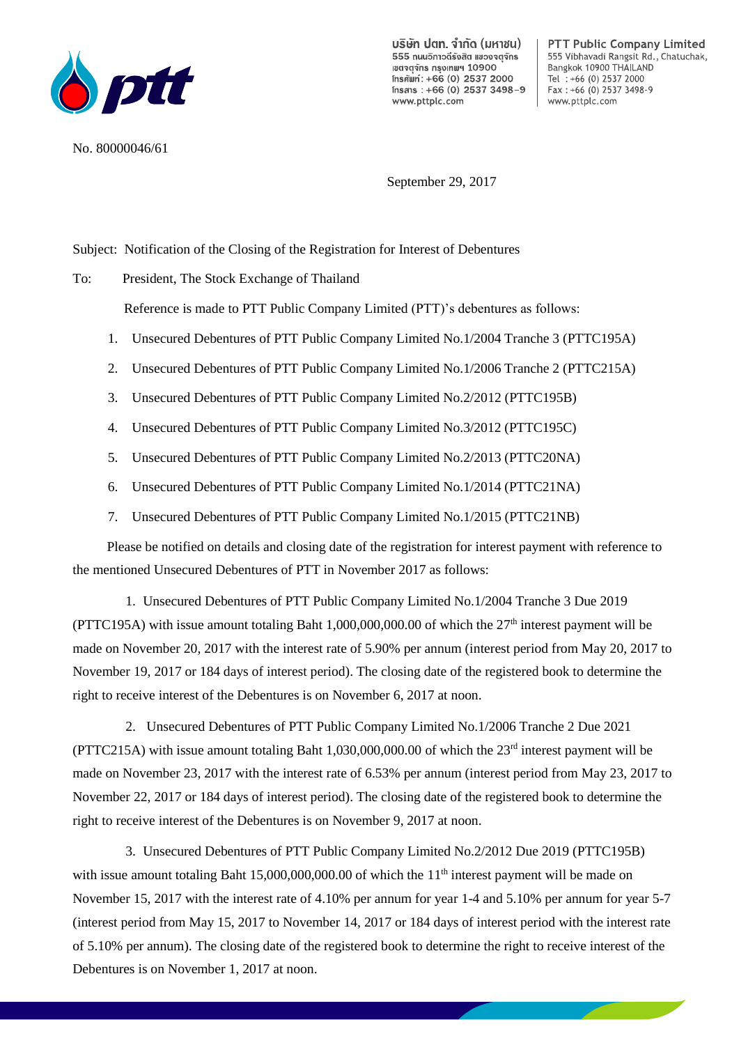บริษัท ปตท. จำกัด (มหาชน)
555 ถนนวิภาวดีรังสิต แขวงจตุจักร
เขตจตุจักร กรุงเทพฯ 10900
โทรศัพท์: +66 (0) 2537 2000
โทรสาร: +66 (0) 2537 3498-9
www.pttplc.com

PTT Public Company Limited
555 Vibhavadi Rangsit Rd., Chatuchak,
Bangkok 10900 THAILAND
Tel : +66 (0) 2537 2000
Fax : +66 (0) 2537 3498-9
www.pttplc.com

No. 80000046/61

September 29, 2017

Subject: Notification of the Closing of the Registration for Interest of Debentures

To: President, The Stock Exchange of Thailand

Reference is made to PTT Public Company Limited (PTT)'s debentures as follows:

1. Unsecured Debentures of PTT Public Company Limited No.1/2004 Tranche 3 (PTTC195A)
2. Unsecured Debentures of PTT Public Company Limited No.1/2006 Tranche 2 (PTTC215A)
3. Unsecured Debentures of PTT Public Company Limited No.2/2012 (PTTC195B)
4. Unsecured Debentures of PTT Public Company Limited No.3/2012 (PTTC195C)
5. Unsecured Debentures of PTT Public Company Limited No.2/2013 (PTTC20NA)
6. Unsecured Debentures of PTT Public Company Limited No.1/2014 (PTTC21NA)
7. Unsecured Debentures of PTT Public Company Limited No.1/2015 (PTTC21NB)

Please be notified on details and closing date of the registration for interest payment with reference to the mentioned Unsecured Debentures of PTT in November 2017 as follows:

1. Unsecured Debentures of PTT Public Company Limited No.1/2004 Tranche 3 Due 2019 (PTTC195A) with issue amount totaling Baht 1,000,000,000.00 of which the 27th interest payment will be made on November 20, 2017 with the interest rate of 5.90% per annum (interest period from May 20, 2017 to November 19, 2017 or 184 days of interest period). The closing date of the registered book to determine the right to receive interest of the Debentures is on November 6, 2017 at noon.

2. Unsecured Debentures of PTT Public Company Limited No.1/2006 Tranche 2 Due 2021 (PTTC215A) with issue amount totaling Baht 1,030,000,000.00 of which the 23rd interest payment will be made on November 23, 2017 with the interest rate of 6.53% per annum (interest period from May 23, 2017 to November 22, 2017 or 184 days of interest period). The closing date of the registered book to determine the right to receive interest of the Debentures is on November 9, 2017 at noon.

3. Unsecured Debentures of PTT Public Company Limited No.2/2012 Due 2019 (PTTC195B) with issue amount totaling Baht 15,000,000,000.00 of which the 11th interest payment will be made on November 15, 2017 with the interest rate of 4.10% per annum for year 1-4 and 5.10% per annum for year 5-7 (interest period from May 15, 2017 to November 14, 2017 or 184 days of interest period with the interest rate of 5.10% per annum). The closing date of the registered book to determine the right to receive interest of the Debentures is on November 1, 2017 at noon.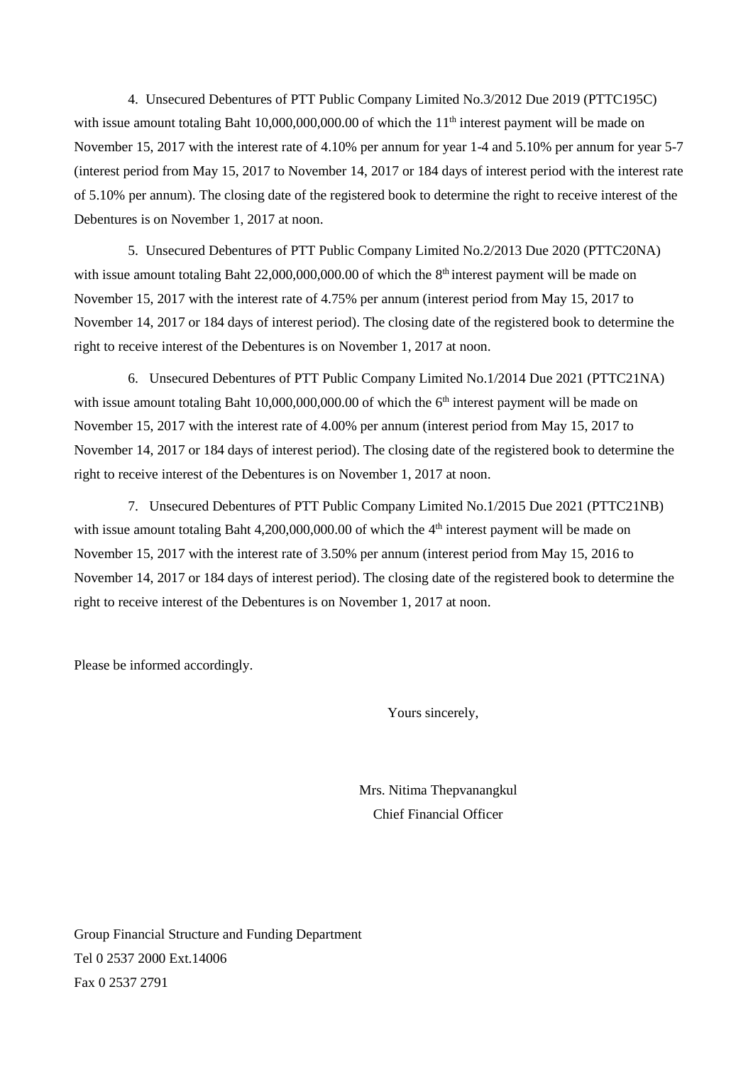4. Unsecured Debentures of PTT Public Company Limited No.3/2012 Due 2019 (PTTC195C) with issue amount totaling Baht 10,000,000,000.00 of which the 11th interest payment will be made on November 15, 2017 with the interest rate of 4.10% per annum for year 1-4 and 5.10% per annum for year 5-7 (interest period from May 15, 2017 to November 14, 2017 or 184 days of interest period with the interest rate of 5.10% per annum). The closing date of the registered book to determine the right to receive interest of the Debentures is on November 1, 2017 at noon.

5. Unsecured Debentures of PTT Public Company Limited No.2/2013 Due 2020 (PTTC20NA) with issue amount totaling Baht 22,000,000,000.00 of which the 8th interest payment will be made on November 15, 2017 with the interest rate of 4.75% per annum (interest period from May 15, 2017 to November 14, 2017 or 184 days of interest period). The closing date of the registered book to determine the right to receive interest of the Debentures is on November 1, 2017 at noon.

6. Unsecured Debentures of PTT Public Company Limited No.1/2014 Due 2021 (PTTC21NA) with issue amount totaling Baht 10,000,000,000.00 of which the 6th interest payment will be made on November 15, 2017 with the interest rate of 4.00% per annum (interest period from May 15, 2017 to November 14, 2017 or 184 days of interest period). The closing date of the registered book to determine the right to receive interest of the Debentures is on November 1, 2017 at noon.

7. Unsecured Debentures of PTT Public Company Limited No.1/2015 Due 2021 (PTTC21NB) with issue amount totaling Baht 4,200,000,000.00 of which the 4th interest payment will be made on November 15, 2017 with the interest rate of 3.50% per annum (interest period from May 15, 2016 to November 14, 2017 or 184 days of interest period). The closing date of the registered book to determine the right to receive interest of the Debentures is on November 1, 2017 at noon.

Please be informed accordingly.

Yours sincerely,

Mrs. Nitima Thepvanangkul
Chief Financial Officer

Group Financial Structure and Funding Department
Tel 0 2537 2000 Ext.14006
Fax 0 2537 2791